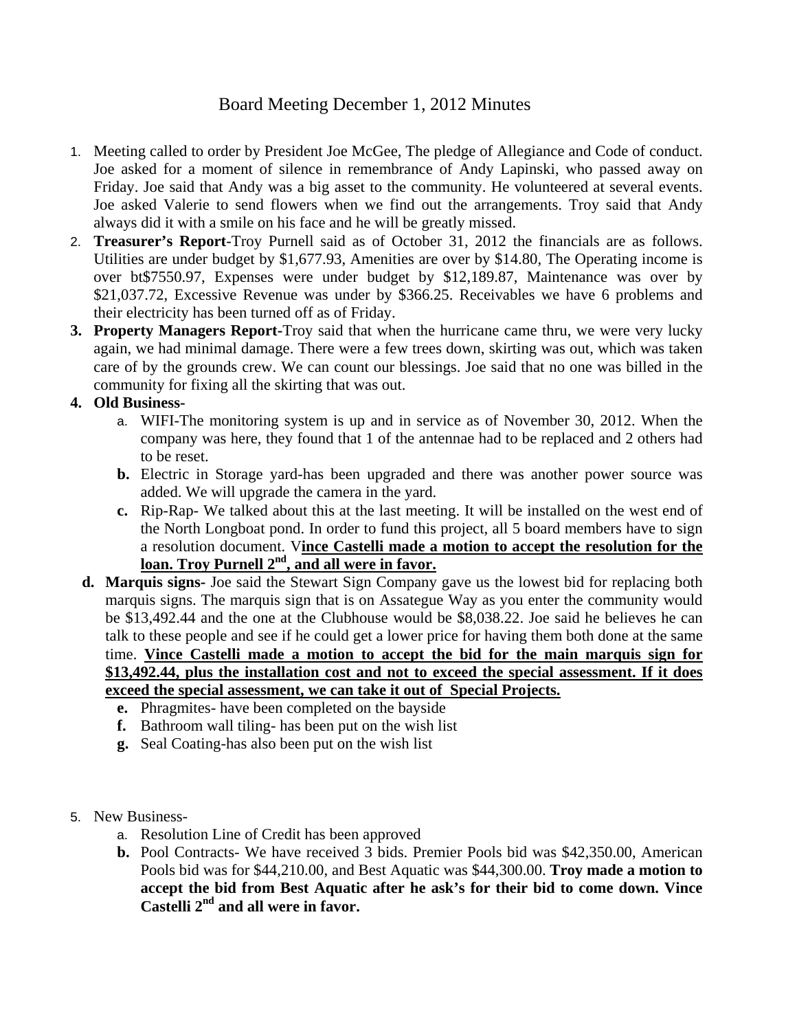# Board Meeting December 1, 2012 Minutes

1. Meeting called to order by President Joe McGee, The pledge of Allegiance and Code of conduct. Joe asked for a moment of silence in remembrance of Andy Lapinski, who passed away on Friday. Joe said that Andy was a big asset to the community. He volunteered at several events. Joe asked Valerie to send flowers when we find out the arrangements. Troy said that Andy always did it with a smile on his face and he will be greatly missed.
2. **Treasurer's Report**-Troy Purnell said as of October 31, 2012 the financials are as follows. Utilities are under budget by $1,677.93, Amenities are over by $14.80, The Operating income is over bt$7550.97, Expenses were under budget by $12,189.87, Maintenance was over by $21,037.72, Excessive Revenue was under by $366.25. Receivables we have 6 problems and their electricity has been turned off as of Friday.
3. **Property Managers Report**-Troy said that when the hurricane came thru, we were very lucky again, we had minimal damage. There were a few trees down, skirting was out, which was taken care of by the grounds crew. We can count our blessings. Joe said that no one was billed in the community for fixing all the skirting that was out.
4. **Old Business-**
   a. WIFI-The monitoring system is up and in service as of November 30, 2012. When the company was here, they found that 1 of the antennae had to be replaced and 2 others had to be reset.
   **b.** Electric in Storage yard-has been upgraded and there was another power source was added. We will upgrade the camera in the yard.
   **c.** Rip-Rap- We talked about this at the last meeting. It will be installed on the west end of the North Longboat pond. In order to fund this project, all 5 board members have to sign a resolution document. V**<u>ince Castelli made a motion to accept the resolution for the loan. Troy Purnell 2nd, and all were in favor.</u>**
   **d. Marquis signs-** Joe said the Stewart Sign Company gave us the lowest bid for replacing both marquis signs. The marquis sign that is on Assategue Way as you enter the community would be $13,492.44 and the one at the Clubhouse would be $8,038.22. Joe said he believes he can talk to these people and see if he could get a lower price for having them both done at the same time. **<u>Vince Castelli made a motion to accept the bid for the main marquis sign for $13,492.44, plus the installation cost and not to exceed the special assessment. If it does exceed the special assessment, we can take it out of Special Projects.</u>**
   **e.** Phragmites- have been completed on the bayside
   **f.** Bathroom wall tiling- has been put on the wish list
   **g.** Seal Coating-has also been put on the wish list

5. New Business-
   a. Resolution Line of Credit has been approved
   **b.** Pool Contracts- We have received 3 bids. Premier Pools bid was $42,350.00, American Pools bid was for $44,210.00, and Best Aquatic was $44,300.00. **Troy made a motion to accept the bid from Best Aquatic after he ask's for their bid to come down. Vince Castelli 2nd and all were in favor.**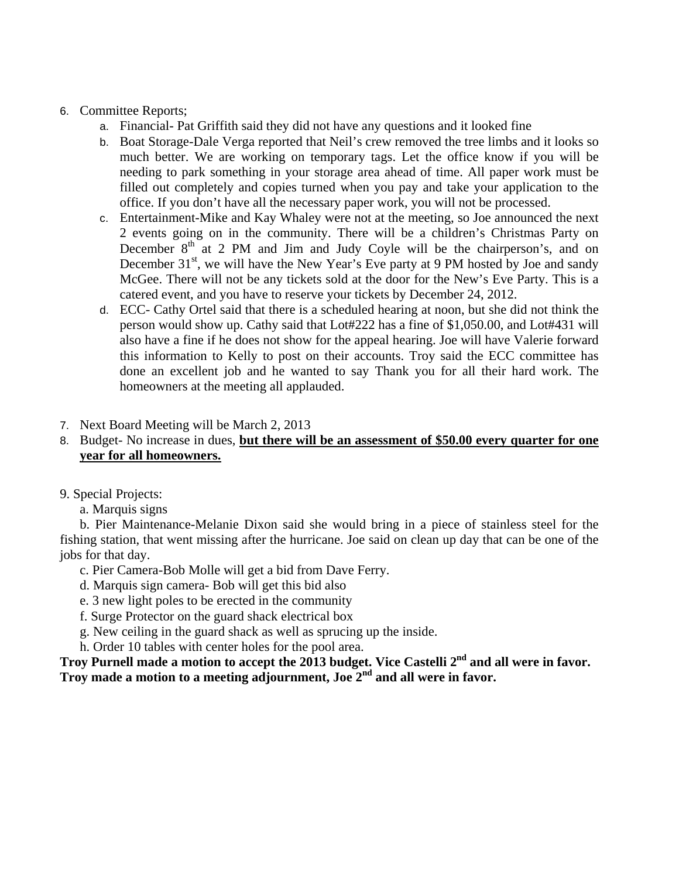6. Committee Reports;
    a. Financial- Pat Griffith said they did not have any questions and it looked fine
    b. Boat Storage-Dale Verga reported that Neil's crew removed the tree limbs and it looks so much better. We are working on temporary tags. Let the office know if you will be needing to park something in your storage area ahead of time. All paper work must be filled out completely and copies turned when you pay and take your application to the office. If you don't have all the necessary paper work, you will not be processed.
    c. Entertainment-Mike and Kay Whaley were not at the meeting, so Joe announced the next 2 events going on in the community. There will be a children's Christmas Party on December 8th at 2 PM and Jim and Judy Coyle will be the chairperson's, and on December 31st, we will have the New Year's Eve party at 9 PM hosted by Joe and sandy McGee. There will not be any tickets sold at the door for the New's Eve Party. This is a catered event, and you have to reserve your tickets by December 24, 2012.
    d. ECC- Cathy Ortel said that there is a scheduled hearing at noon, but she did not think the person would show up. Cathy said that Lot#222 has a fine of $1,050.00, and Lot#431 will also have a fine if he does not show for the appeal hearing. Joe will have Valerie forward this information to Kelly to post on their accounts. Troy said the ECC committee has done an excellent job and he wanted to say Thank you for all their hard work. The homeowners at the meeting all applauded.

7. Next Board Meeting will be March 2, 2013
8. Budget- No increase in dues, **<u>but there will be an assessment of $50.00 every quarter for one year for all homeowners.</u>**

9. Special Projects:

   a. Marquis signs

   b. Pier Maintenance-Melanie Dixon said she would bring in a piece of stainless steel for the fishing station, that went missing after the hurricane. Joe said on clean up day that can be one of the jobs for that day.

   c. Pier Camera-Bob Molle will get a bid from Dave Ferry.

   d. Marquis sign camera- Bob will get this bid also

   e. 3 new light poles to be erected in the community

   f. Surge Protector on the guard shack electrical box

   g. New ceiling in the guard shack as well as sprucing up the inside.

   h. Order 10 tables with center holes for the pool area.

**Troy Purnell made a motion to accept the 2013 budget. Vice Castelli 2nd and all were in favor.**
**Troy made a motion to a meeting adjournment, Joe 2nd and all were in favor.**